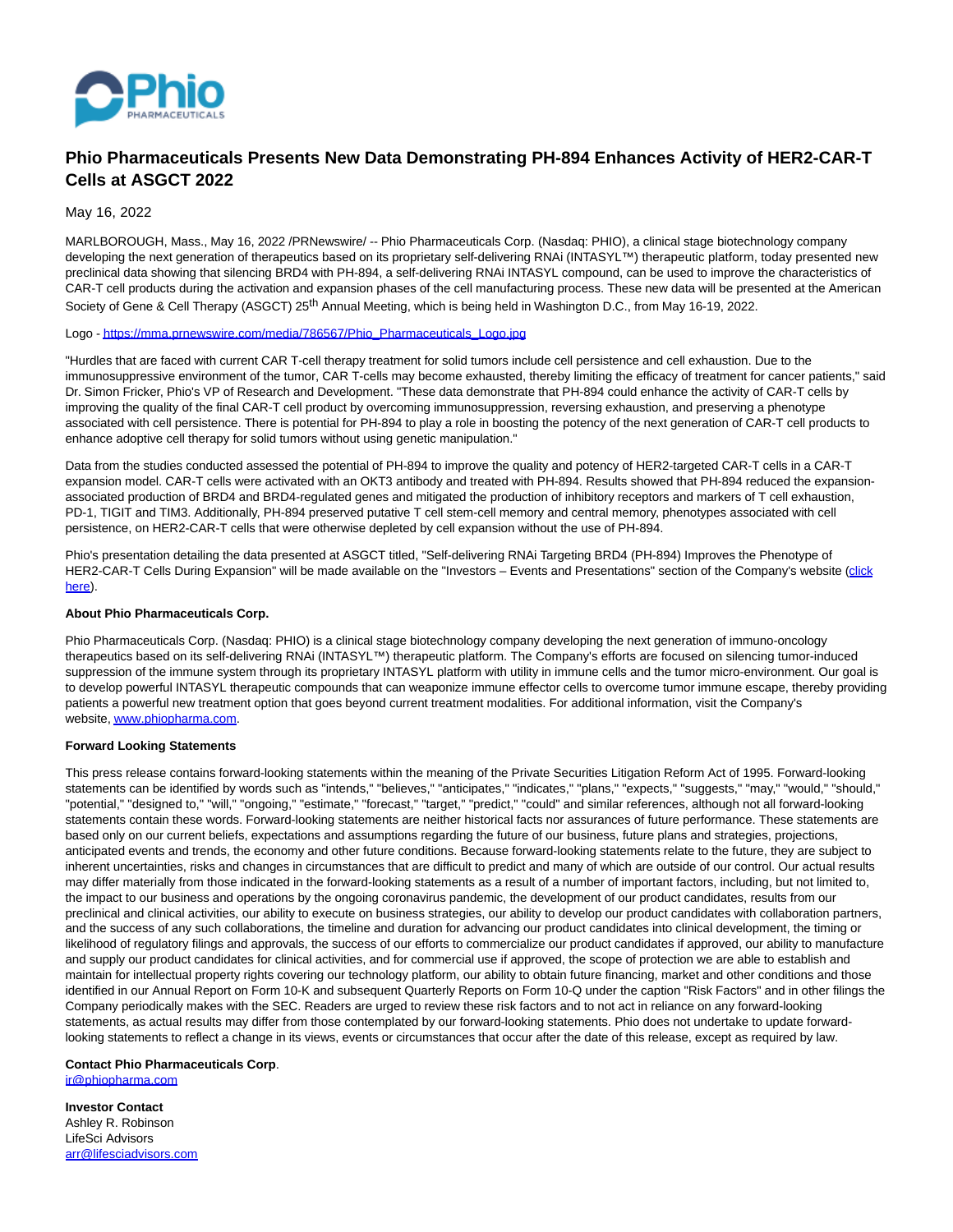# Phio Pharmaceuticals Presents New Data Demonstrating PH-894 Enhances Activity of HER2-CAR-T Cells at ASGCT 2022

May 16, 2022

MARLBOROUGH, Mass., May 16, 2022 /PRNewswire/ -- Phio Pharmaceuticals Corp. (Nasdaq: PHIO), a clinical stage biotechnology company developing the next generation of therapeutics based on its proprietary self-delivering RNAi (INTASYL™) therapeutic platform, today presented new preclinical data showing that silencing BRD4 with PH-894, a self-delivering RNAi INTASYL compound, can be used to improve the characteristics of CAR-T cell products during the activation and expansion phases of the cell manufacturing process. These new data will be presented at the American Society of Gene & Cell Therapy (ASGCT) 25th Annual Meeting, which is being held in Washington D.C., from May 16-19, 2022.

Logo - https://mma.prnewswire.com/media/786567/Phio_Pharmaceuticals_Logo.jpg

"Hurdles that are faced with current CAR T-cell therapy treatment for solid tumors include cell persistence and cell exhaustion. Due to the immunosuppressive environment of the tumor, CAR T-cells may become exhausted, thereby limiting the efficacy of treatment for cancer patients," said Dr. Simon Fricker, Phio's VP of Research and Development. "These data demonstrate that PH-894 could enhance the activity of CAR-T cells by improving the quality of the final CAR-T cell product by overcoming immunosuppression, reversing exhaustion, and preserving a phenotype associated with cell persistence. There is potential for PH-894 to play a role in boosting the potency of the next generation of CAR-T cell products to enhance adoptive cell therapy for solid tumors without using genetic manipulation."

Data from the studies conducted assessed the potential of PH-894 to improve the quality and potency of HER2-targeted CAR-T cells in a CAR-T expansion model. CAR-T cells were activated with an OKT3 antibody and treated with PH-894. Results showed that PH-894 reduced the expansion-associated production of BRD4 and BRD4-regulated genes and mitigated the production of inhibitory receptors and markers of T cell exhaustion, PD-1, TIGIT and TIM3. Additionally, PH-894 preserved putative T cell stem-cell memory and central memory, phenotypes associated with cell persistence, on HER2-CAR-T cells that were otherwise depleted by cell expansion without the use of PH-894.

Phio's presentation detailing the data presented at ASGCT titled, "Self-delivering RNAi Targeting BRD4 (PH-894) Improves the Phenotype of HER2-CAR-T Cells During Expansion" will be made available on the "Investors – Events and Presentations" section of the Company's website (click here).

**About Phio Pharmaceuticals Corp.**

Phio Pharmaceuticals Corp. (Nasdaq: PHIO) is a clinical stage biotechnology company developing the next generation of immuno-oncology therapeutics based on its self-delivering RNAi (INTASYL™) therapeutic platform. The Company's efforts are focused on silencing tumor-induced suppression of the immune system through its proprietary INTASYL platform with utility in immune cells and the tumor micro-environment. Our goal is to develop powerful INTASYL therapeutic compounds that can weaponize immune effector cells to overcome tumor immune escape, thereby providing patients a powerful new treatment option that goes beyond current treatment modalities. For additional information, visit the Company's website, www.phiopharma.com.

**Forward Looking Statements**

This press release contains forward-looking statements within the meaning of the Private Securities Litigation Reform Act of 1995. Forward-looking statements can be identified by words such as "intends," "believes," "anticipates," "indicates," "plans," "expects," "suggests," "may," "would," "should," "potential," "designed to," "will," "ongoing," "estimate," "forecast," "target," "predict," "could" and similar references, although not all forward-looking statements contain these words. Forward-looking statements are neither historical facts nor assurances of future performance. These statements are based only on our current beliefs, expectations and assumptions regarding the future of our business, future plans and strategies, projections, anticipated events and trends, the economy and other future conditions. Because forward-looking statements relate to the future, they are subject to inherent uncertainties, risks and changes in circumstances that are difficult to predict and many of which are outside of our control. Our actual results may differ materially from those indicated in the forward-looking statements as a result of a number of important factors, including, but not limited to, the impact to our business and operations by the ongoing coronavirus pandemic, the development of our product candidates, results from our preclinical and clinical activities, our ability to execute on business strategies, our ability to develop our product candidates with collaboration partners, and the success of any such collaborations, the timeline and duration for advancing our product candidates into clinical development, the timing or likelihood of regulatory filings and approvals, the success of our efforts to commercialize our product candidates if approved, our ability to manufacture and supply our product candidates for clinical activities, and for commercial use if approved, the scope of protection we are able to establish and maintain for intellectual property rights covering our technology platform, our ability to obtain future financing, market and other conditions and those identified in our Annual Report on Form 10-K and subsequent Quarterly Reports on Form 10-Q under the caption "Risk Factors" and in other filings the Company periodically makes with the SEC. Readers are urged to review these risk factors and to not act in reliance on any forward-looking statements, as actual results may differ from those contemplated by our forward-looking statements. Phio does not undertake to update forward-looking statements to reflect a change in its views, events or circumstances that occur after the date of this release, except as required by law.

**Contact Phio Pharmaceuticals Corp.**
ir@phiopharma.com

**Investor Contact**
Ashley R. Robinson
LifeSci Advisors
arr@lifesciadvisors.com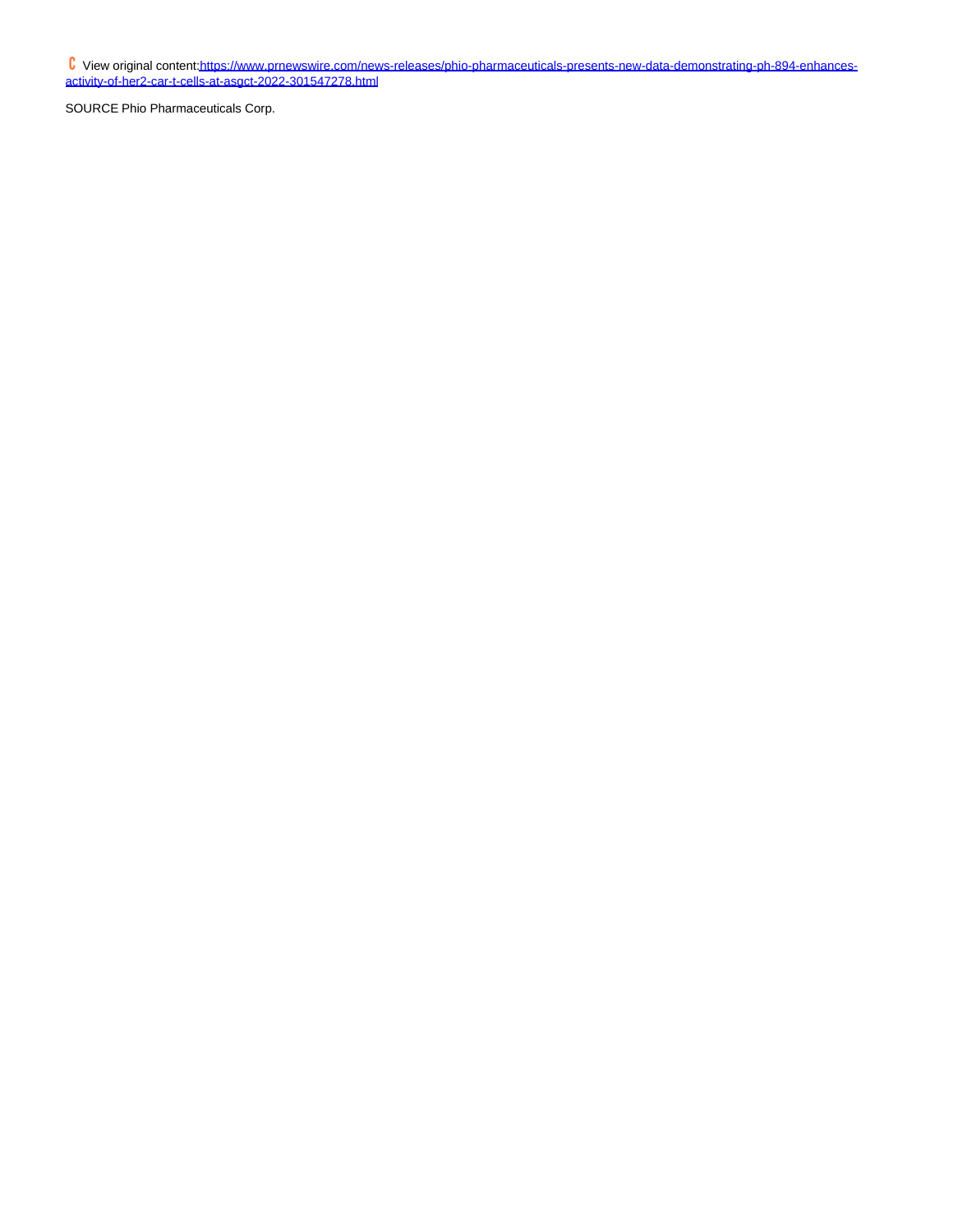View original content:[https://www.prnewswire.com/news-releases/phio-pharmaceuticals-presents-new-data-demonstrating-ph-894-enhances-activity-of-her2-car-t-cells-at-asgct-2022-301547278.html](https://www.prnewswire.com/news-releases/phio-pharmaceuticals-presents-new-data-demonstrating-ph-894-enhances-activity-of-her2-car-t-cells-at-asgct-2022-301547278.html)

SOURCE Phio Pharmaceuticals Corp.